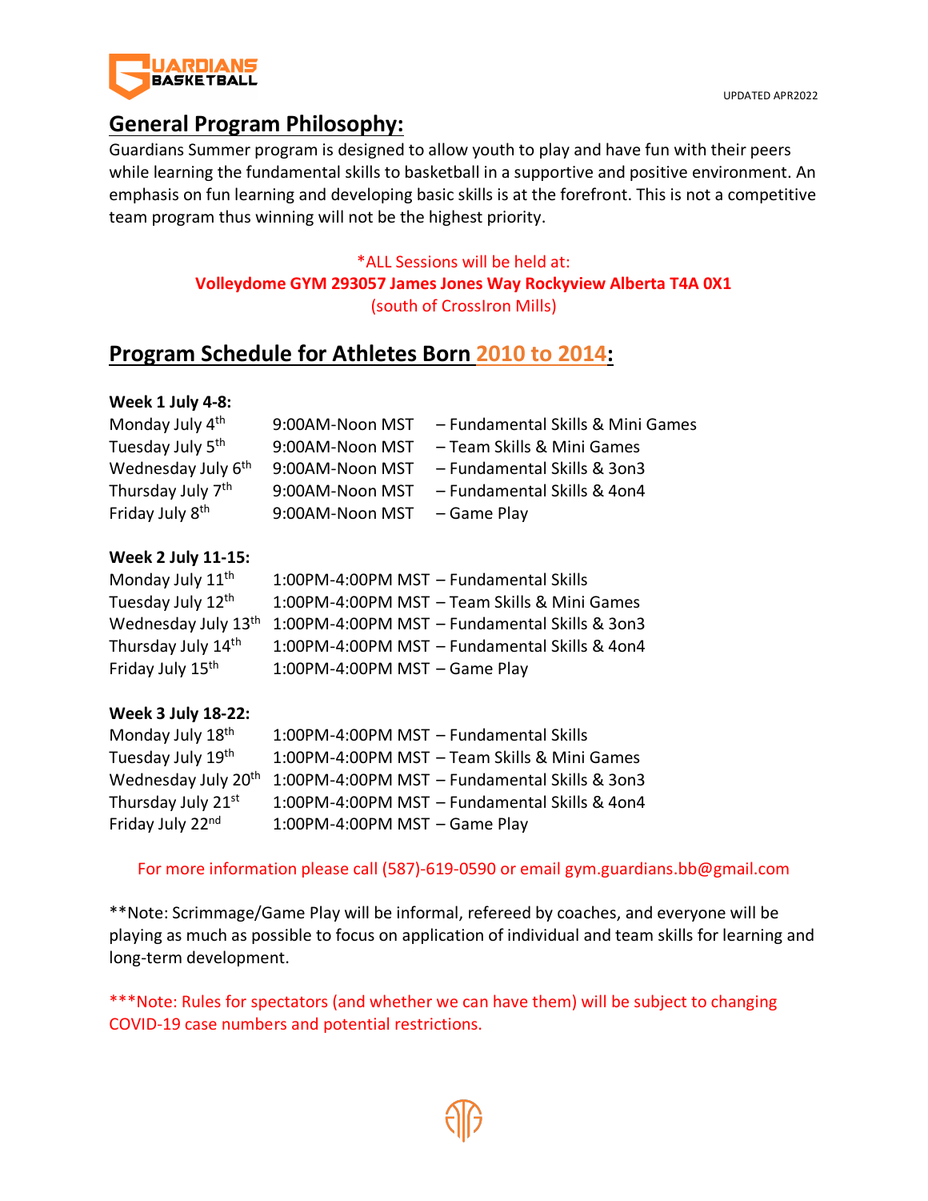UPDATED APR2022

## General Program Philosophy:

Guardians Summer program is designed to allow youth to play and have fun with their peers while learning the fundamental skills to basketball in a supportive and positive environment. An emphasis on fun learning and developing basic skills is at the forefront. This is not a competitive team program thus winning will not be the highest priority.

*ALL Sessions will be held at:
**Volleydome GYM 293057 James Jones Way Rockyview Alberta T4A 0X1**
(south of CrossIron Mills)

## Program Schedule for Athletes Born 2010 to 2014:

**Week 1 July 4-8:**

| | | |
|---|---|---|
| Monday July 4th | 9:00AM-Noon MST | – Fundamental Skills & Mini Games |
| Tuesday July 5th | 9:00AM-Noon MST | – Team Skills & Mini Games |
| Wednesday July 6th | 9:00AM-Noon MST | – Fundamental Skills & 3on3 |
| Thursday July 7th | 9:00AM-Noon MST | – Fundamental Skills & 4on4 |
| Friday July 8th | 9:00AM-Noon MST | – Game Play |

**Week 2 July 11-15:**

| | | |
|---|---|---|
| Monday July 11th | 1:00PM-4:00PM MST | – Fundamental Skills |
| Tuesday July 12th | 1:00PM-4:00PM MST | – Team Skills & Mini Games |
| Wednesday July 13th | 1:00PM-4:00PM MST | – Fundamental Skills & 3on3 |
| Thursday July 14th | 1:00PM-4:00PM MST | – Fundamental Skills & 4on4 |
| Friday July 15th | 1:00PM-4:00PM MST | – Game Play |

**Week 3 July 18-22:**

| | | |
|---|---|---|
| Monday July 18th | 1:00PM-4:00PM MST | – Fundamental Skills |
| Tuesday July 19th | 1:00PM-4:00PM MST | – Team Skills & Mini Games |
| Wednesday July 20th | 1:00PM-4:00PM MST | – Fundamental Skills & 3on3 |
| Thursday July 21st | 1:00PM-4:00PM MST | – Fundamental Skills & 4on4 |
| Friday July 22nd | 1:00PM-4:00PM MST | – Game Play |

For more information please call (587)-619-0590 or email gym.guardians.bb@gmail.com

**Note: Scrimmage/Game Play will be informal, refereed by coaches, and everyone will be playing as much as possible to focus on application of individual and team skills for learning and long-term development.

***Note: Rules for spectators (and whether we can have them) will be subject to changing COVID-19 case numbers and potential restrictions.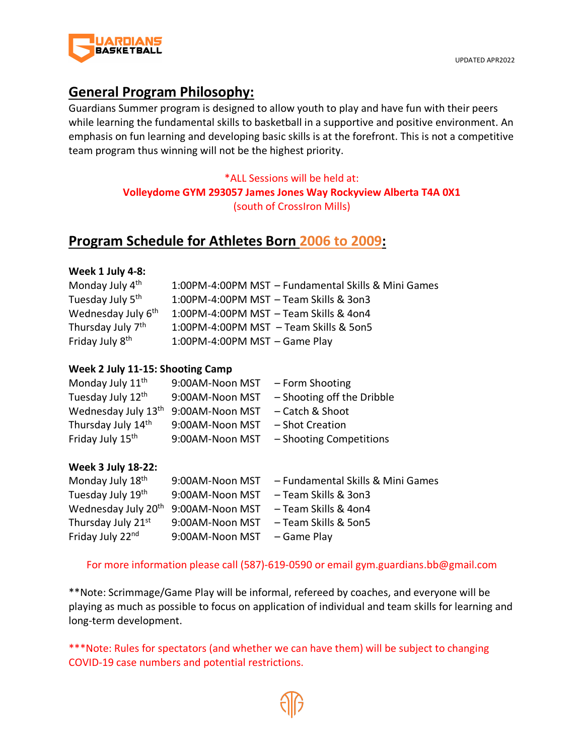UPDATED APR2022

## General Program Philosophy:

Guardians Summer program is designed to allow youth to play and have fun with their peers while learning the fundamental skills to basketball in a supportive and positive environment. An emphasis on fun learning and developing basic skills is at the forefront. This is not a competitive team program thus winning will not be the highest priority.

*ALL Sessions will be held at:
**Volleydome GYM 293057 James Jones Way Rockyview Alberta T4A 0X1**
(south of CrossIron Mills)

## Program Schedule for Athletes Born 2006 to 2009:

**Week 1 July 4-8:**

| | | |
|---|---|---|
| Monday July 4th | 1:00PM-4:00PM MST | – Fundamental Skills & Mini Games |
| Tuesday July 5th | 1:00PM-4:00PM MST | – Team Skills & 3on3 |
| Wednesday July 6th | 1:00PM-4:00PM MST | – Team Skills & 4on4 |
| Thursday July 7th | 1:00PM-4:00PM MST | – Team Skills & 5on5 |
| Friday July 8th | 1:00PM-4:00PM MST | – Game Play |

**Week 2 July 11-15: Shooting Camp**

| | | |
|---|---|---|
| Monday July 11th | 9:00AM-Noon MST | – Form Shooting |
| Tuesday July 12th | 9:00AM-Noon MST | – Shooting off the Dribble |
| Wednesday July 13th | 9:00AM-Noon MST | – Catch & Shoot |
| Thursday July 14th | 9:00AM-Noon MST | – Shot Creation |
| Friday July 15th | 9:00AM-Noon MST | – Shooting Competitions |

**Week 3 July 18-22:**

| | | |
|---|---|---|
| Monday July 18th | 9:00AM-Noon MST | – Fundamental Skills & Mini Games |
| Tuesday July 19th | 9:00AM-Noon MST | – Team Skills & 3on3 |
| Wednesday July 20th | 9:00AM-Noon MST | – Team Skills & 4on4 |
| Thursday July 21st | 9:00AM-Noon MST | – Team Skills & 5on5 |
| Friday July 22nd | 9:00AM-Noon MST | – Game Play |

For more information please call (587)-619-0590 or email gym.guardians.bb@gmail.com

**Note: Scrimmage/Game Play will be informal, refereed by coaches, and everyone will be playing as much as possible to focus on application of individual and team skills for learning and long-term development.

***Note: Rules for spectators (and whether we can have them) will be subject to changing COVID-19 case numbers and potential restrictions.